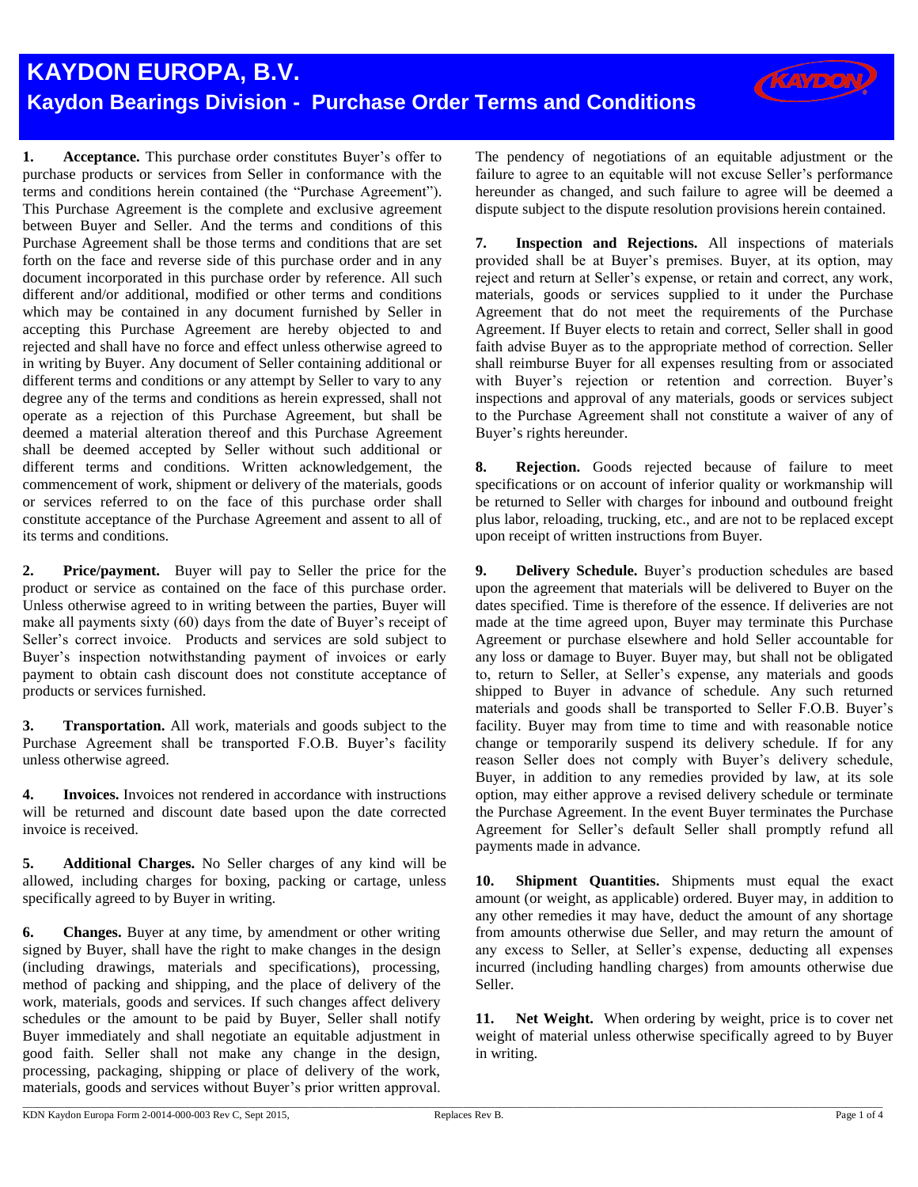# KAYDON EUROPA, B.V.

## Kaydon Bearings Division - Purchase Order Terms and Conditions

**1. Acceptance.** This purchase order constitutes Buyer's offer to purchase products or services from Seller in conformance with the terms and conditions herein contained (the "Purchase Agreement"). This Purchase Agreement is the complete and exclusive agreement between Buyer and Seller. And the terms and conditions of this Purchase Agreement shall be those terms and conditions that are set forth on the face and reverse side of this purchase order and in any document incorporated in this purchase order by reference. All such different and/or additional, modified or other terms and conditions which may be contained in any document furnished by Seller in accepting this Purchase Agreement are hereby objected to and rejected and shall have no force and effect unless otherwise agreed to in writing by Buyer. Any document of Seller containing additional or different terms and conditions or any attempt by Seller to vary to any degree any of the terms and conditions as herein expressed, shall not operate as a rejection of this Purchase Agreement, but shall be deemed a material alteration thereof and this Purchase Agreement shall be deemed accepted by Seller without such additional or different terms and conditions. Written acknowledgement, the commencement of work, shipment or delivery of the materials, goods or services referred to on the face of this purchase order shall constitute acceptance of the Purchase Agreement and assent to all of its terms and conditions.

**2. Price/payment.** Buyer will pay to Seller the price for the product or service as contained on the face of this purchase order. Unless otherwise agreed to in writing between the parties, Buyer will make all payments sixty (60) days from the date of Buyer's receipt of Seller's correct invoice. Products and services are sold subject to Buyer's inspection notwithstanding payment of invoices or early payment to obtain cash discount does not constitute acceptance of products or services furnished.

**3. Transportation.** All work, materials and goods subject to the Purchase Agreement shall be transported F.O.B. Buyer's facility unless otherwise agreed.

**4. Invoices.** Invoices not rendered in accordance with instructions will be returned and discount date based upon the date corrected invoice is received.

**5. Additional Charges.** No Seller charges of any kind will be allowed, including charges for boxing, packing or cartage, unless specifically agreed to by Buyer in writing.

**6. Changes.** Buyer at any time, by amendment or other writing signed by Buyer, shall have the right to make changes in the design (including drawings, materials and specifications), processing, method of packing and shipping, and the place of delivery of the work, materials, goods and services. If such changes affect delivery schedules or the amount to be paid by Buyer, Seller shall notify Buyer immediately and shall negotiate an equitable adjustment in good faith. Seller shall not make any change in the design, processing, packaging, shipping or place of delivery of the work, materials, goods and services without Buyer's prior written approval. The pendency of negotiations of an equitable adjustment or the failure to agree to an equitable will not excuse Seller's performance hereunder as changed, and such failure to agree will be deemed a dispute subject to the dispute resolution provisions herein contained.

**7. Inspection and Rejections.** All inspections of materials provided shall be at Buyer's premises. Buyer, at its option, may reject and return at Seller's expense, or retain and correct, any work, materials, goods or services supplied to it under the Purchase Agreement that do not meet the requirements of the Purchase Agreement. If Buyer elects to retain and correct, Seller shall in good faith advise Buyer as to the appropriate method of correction. Seller shall reimburse Buyer for all expenses resulting from or associated with Buyer's rejection or retention and correction. Buyer's inspections and approval of any materials, goods or services subject to the Purchase Agreement shall not constitute a waiver of any of Buyer's rights hereunder.

**8. Rejection.** Goods rejected because of failure to meet specifications or on account of inferior quality or workmanship will be returned to Seller with charges for inbound and outbound freight plus labor, reloading, trucking, etc., and are not to be replaced except upon receipt of written instructions from Buyer.

**9. Delivery Schedule.** Buyer's production schedules are based upon the agreement that materials will be delivered to Buyer on the dates specified. Time is therefore of the essence. If deliveries are not made at the time agreed upon, Buyer may terminate this Purchase Agreement or purchase elsewhere and hold Seller accountable for any loss or damage to Buyer. Buyer may, but shall not be obligated to, return to Seller, at Seller's expense, any materials and goods shipped to Buyer in advance of schedule. Any such returned materials and goods shall be transported to Seller F.O.B. Buyer's facility. Buyer may from time to time and with reasonable notice change or temporarily suspend its delivery schedule. If for any reason Seller does not comply with Buyer's delivery schedule, Buyer, in addition to any remedies provided by law, at its sole option, may either approve a revised delivery schedule or terminate the Purchase Agreement. In the event Buyer terminates the Purchase Agreement for Seller's default Seller shall promptly refund all payments made in advance.

**10. Shipment Quantities.** Shipments must equal the exact amount (or weight, as applicable) ordered. Buyer may, in addition to any other remedies it may have, deduct the amount of any shortage from amounts otherwise due Seller, and may return the amount of any excess to Seller, at Seller's expense, deducting all expenses incurred (including handling charges) from amounts otherwise due Seller.

**11. Net Weight.** When ordering by weight, price is to cover net weight of material unless otherwise specifically agreed to by Buyer in writing.

KDN Kaydon Europa Form 2-0014-000-003 Rev C, Sept 2015, Replaces Rev B.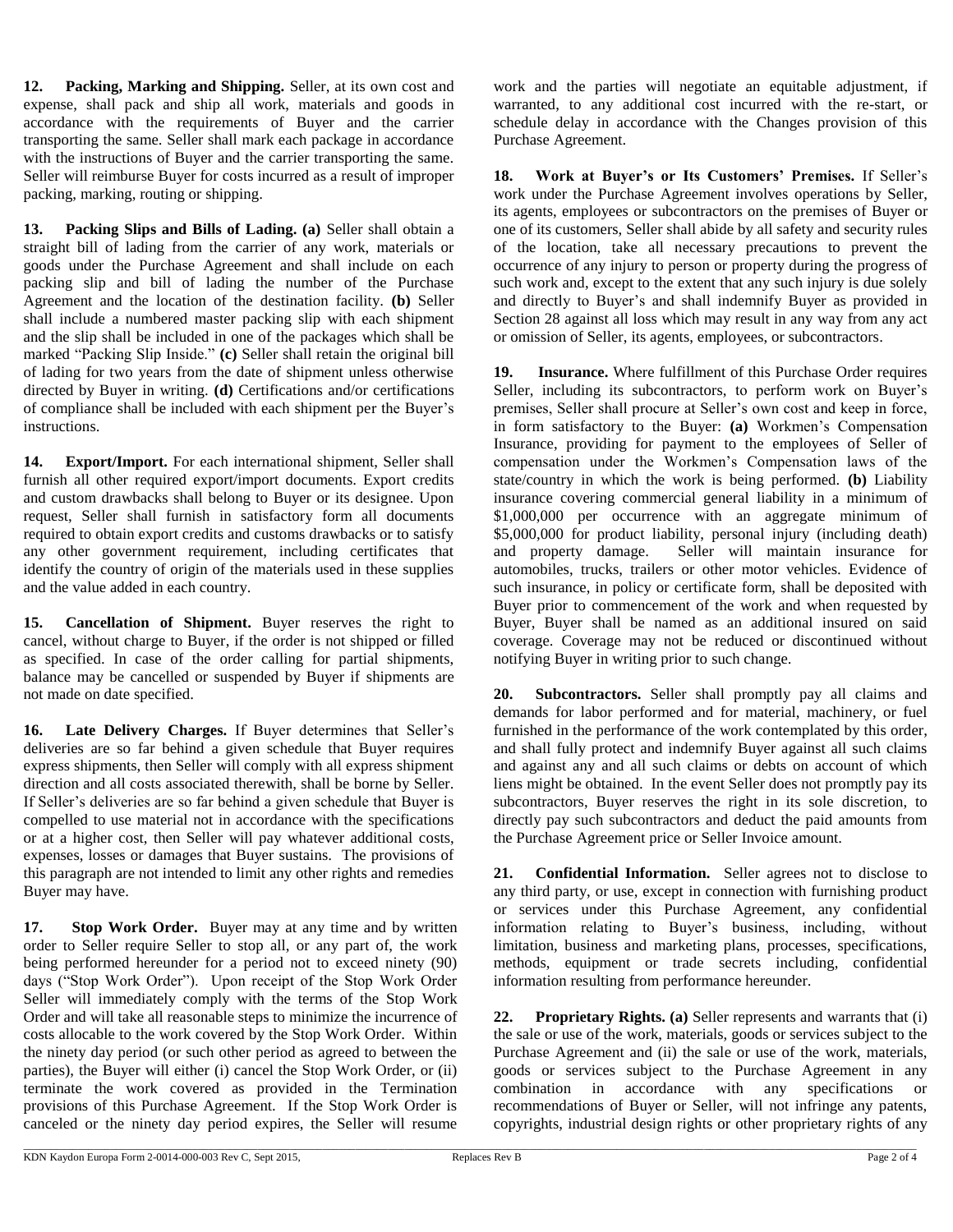**12. Packing, Marking and Shipping.** Seller, at its own cost and expense, shall pack and ship all work, materials and goods in accordance with the requirements of Buyer and the carrier transporting the same. Seller shall mark each package in accordance with the instructions of Buyer and the carrier transporting the same. Seller will reimburse Buyer for costs incurred as a result of improper packing, marking, routing or shipping.

**13. Packing Slips and Bills of Lading. (a)** Seller shall obtain a straight bill of lading from the carrier of any work, materials or goods under the Purchase Agreement and shall include on each packing slip and bill of lading the number of the Purchase Agreement and the location of the destination facility. **(b)** Seller shall include a numbered master packing slip with each shipment and the slip shall be included in one of the packages which shall be marked "Packing Slip Inside." **(c)** Seller shall retain the original bill of lading for two years from the date of shipment unless otherwise directed by Buyer in writing. **(d)** Certifications and/or certifications of compliance shall be included with each shipment per the Buyer's instructions.

**14. Export/Import.** For each international shipment, Seller shall furnish all other required export/import documents. Export credits and custom drawbacks shall belong to Buyer or its designee. Upon request, Seller shall furnish in satisfactory form all documents required to obtain export credits and customs drawbacks or to satisfy any other government requirement, including certificates that identify the country of origin of the materials used in these supplies and the value added in each country.

**15. Cancellation of Shipment.** Buyer reserves the right to cancel, without charge to Buyer, if the order is not shipped or filled as specified. In case of the order calling for partial shipments, balance may be cancelled or suspended by Buyer if shipments are not made on date specified.

**16. Late Delivery Charges.** If Buyer determines that Seller's deliveries are so far behind a given schedule that Buyer requires express shipments, then Seller will comply with all express shipment direction and all costs associated therewith, shall be borne by Seller. If Seller's deliveries are so far behind a given schedule that Buyer is compelled to use material not in accordance with the specifications or at a higher cost, then Seller will pay whatever additional costs, expenses, losses or damages that Buyer sustains. The provisions of this paragraph are not intended to limit any other rights and remedies Buyer may have.

**17. Stop Work Order.** Buyer may at any time and by written order to Seller require Seller to stop all, or any part of, the work being performed hereunder for a period not to exceed ninety (90) days ("Stop Work Order"). Upon receipt of the Stop Work Order Seller will immediately comply with the terms of the Stop Work Order and will take all reasonable steps to minimize the incurrence of costs allocable to the work covered by the Stop Work Order. Within the ninety day period (or such other period as agreed to between the parties), the Buyer will either (i) cancel the Stop Work Order, or (ii) terminate the work covered as provided in the Termination provisions of this Purchase Agreement. If the Stop Work Order is canceled or the ninety day period expires, the Seller will resume work and the parties will negotiate an equitable adjustment, if warranted, to any additional cost incurred with the re-start, or schedule delay in accordance with the Changes provision of this Purchase Agreement.

**18. Work at Buyer's or Its Customers' Premises.** If Seller's work under the Purchase Agreement involves operations by Seller, its agents, employees or subcontractors on the premises of Buyer or one of its customers, Seller shall abide by all safety and security rules of the location, take all necessary precautions to prevent the occurrence of any injury to person or property during the progress of such work and, except to the extent that any such injury is due solely and directly to Buyer's and shall indemnify Buyer as provided in Section 28 against all loss which may result in any way from any act or omission of Seller, its agents, employees, or subcontractors.

**19. Insurance.** Where fulfillment of this Purchase Order requires Seller, including its subcontractors, to perform work on Buyer's premises, Seller shall procure at Seller's own cost and keep in force, in form satisfactory to the Buyer: **(a)** Workmen's Compensation Insurance, providing for payment to the employees of Seller of compensation under the Workmen's Compensation laws of the state/country in which the work is being performed. **(b)** Liability insurance covering commercial general liability in a minimum of $1,000,000 per occurrence with an aggregate minimum of $5,000,000 for product liability, personal injury (including death) and property damage. Seller will maintain insurance for automobiles, trucks, trailers or other motor vehicles. Evidence of such insurance, in policy or certificate form, shall be deposited with Buyer prior to commencement of the work and when requested by Buyer, Buyer shall be named as an additional insured on said coverage. Coverage may not be reduced or discontinued without notifying Buyer in writing prior to such change.

**20. Subcontractors.** Seller shall promptly pay all claims and demands for labor performed and for material, machinery, or fuel furnished in the performance of the work contemplated by this order, and shall fully protect and indemnify Buyer against all such claims and against any and all such claims or debts on account of which liens might be obtained. In the event Seller does not promptly pay its subcontractors, Buyer reserves the right in its sole discretion, to directly pay such subcontractors and deduct the paid amounts from the Purchase Agreement price or Seller Invoice amount.

**21. Confidential Information.** Seller agrees not to disclose to any third party, or use, except in connection with furnishing product or services under this Purchase Agreement, any confidential information relating to Buyer's business, including, without limitation, business and marketing plans, processes, specifications, methods, equipment or trade secrets including, confidential information resulting from performance hereunder.

**22. Proprietary Rights. (a)** Seller represents and warrants that (i) the sale or use of the work, materials, goods or services subject to the Purchase Agreement and (ii) the sale or use of the work, materials, goods or services subject to the Purchase Agreement in any combination in accordance with any specifications or recommendations of Buyer or Seller, will not infringe any patents, copyrights, industrial design rights or other proprietary rights of any

KDN Kaydon Europa Form 2-0014-000-003 Rev C, Sept 2015, Replaces Rev B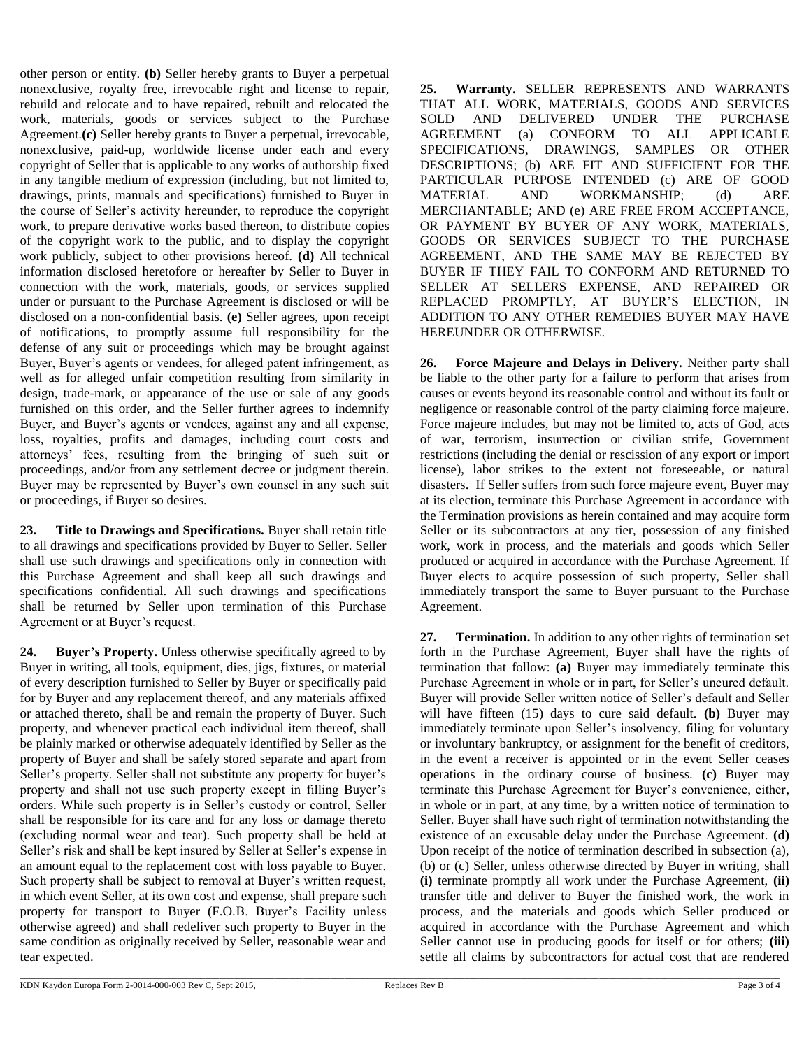other person or entity. **(b)** Seller hereby grants to Buyer a perpetual nonexclusive, royalty free, irrevocable right and license to repair, rebuild and relocate and to have repaired, rebuilt and relocated the work, materials, goods or services subject to the Purchase Agreement.**(c)** Seller hereby grants to Buyer a perpetual, irrevocable, nonexclusive, paid-up, worldwide license under each and every copyright of Seller that is applicable to any works of authorship fixed in any tangible medium of expression (including, but not limited to, drawings, prints, manuals and specifications) furnished to Buyer in the course of Seller's activity hereunder, to reproduce the copyright work, to prepare derivative works based thereon, to distribute copies of the copyright work to the public, and to display the copyright work publicly, subject to other provisions hereof. **(d)** All technical information disclosed heretofore or hereafter by Seller to Buyer in connection with the work, materials, goods, or services supplied under or pursuant to the Purchase Agreement is disclosed or will be disclosed on a non-confidential basis. **(e)** Seller agrees, upon receipt of notifications, to promptly assume full responsibility for the defense of any suit or proceedings which may be brought against Buyer, Buyer's agents or vendees, for alleged patent infringement, as well as for alleged unfair competition resulting from similarity in design, trade-mark, or appearance of the use or sale of any goods furnished on this order, and the Seller further agrees to indemnify Buyer, and Buyer's agents or vendees, against any and all expense, loss, royalties, profits and damages, including court costs and attorneys' fees, resulting from the bringing of such suit or proceedings, and/or from any settlement decree or judgment therein. Buyer may be represented by Buyer's own counsel in any such suit or proceedings, if Buyer so desires.

**23. Title to Drawings and Specifications.** Buyer shall retain title to all drawings and specifications provided by Buyer to Seller. Seller shall use such drawings and specifications only in connection with this Purchase Agreement and shall keep all such drawings and specifications confidential. All such drawings and specifications shall be returned by Seller upon termination of this Purchase Agreement or at Buyer's request.

**24. Buyer's Property.** Unless otherwise specifically agreed to by Buyer in writing, all tools, equipment, dies, jigs, fixtures, or material of every description furnished to Seller by Buyer or specifically paid for by Buyer and any replacement thereof, and any materials affixed or attached thereto, shall be and remain the property of Buyer. Such property, and whenever practical each individual item thereof, shall be plainly marked or otherwise adequately identified by Seller as the property of Buyer and shall be safely stored separate and apart from Seller's property. Seller shall not substitute any property for buyer's property and shall not use such property except in filling Buyer's orders. While such property is in Seller's custody or control, Seller shall be responsible for its care and for any loss or damage thereto (excluding normal wear and tear). Such property shall be held at Seller's risk and shall be kept insured by Seller at Seller's expense in an amount equal to the replacement cost with loss payable to Buyer. Such property shall be subject to removal at Buyer's written request, in which event Seller, at its own cost and expense, shall prepare such property for transport to Buyer (F.O.B. Buyer's Facility unless otherwise agreed) and shall redeliver such property to Buyer in the same condition as originally received by Seller, reasonable wear and tear expected.

**25. Warranty.** SELLER REPRESENTS AND WARRANTS THAT ALL WORK, MATERIALS, GOODS AND SERVICES SOLD AND DELIVERED UNDER THE PURCHASE AGREEMENT (a) CONFORM TO ALL APPLICABLE SPECIFICATIONS, DRAWINGS, SAMPLES OR OTHER DESCRIPTIONS; (b) ARE FIT AND SUFFICIENT FOR THE PARTICULAR PURPOSE INTENDED (c) ARE OF GOOD MATERIAL AND WORKMANSHIP; (d) ARE MERCHANTABLE; AND (e) ARE FREE FROM ACCEPTANCE, OR PAYMENT BY BUYER OF ANY WORK, MATERIALS, GOODS OR SERVICES SUBJECT TO THE PURCHASE AGREEMENT, AND THE SAME MAY BE REJECTED BY BUYER IF THEY FAIL TO CONFORM AND RETURNED TO SELLER AT SELLERS EXPENSE, AND REPAIRED OR REPLACED PROMPTLY, AT BUYER'S ELECTION, IN ADDITION TO ANY OTHER REMEDIES BUYER MAY HAVE HEREUNDER OR OTHERWISE.

**26. Force Majeure and Delays in Delivery.** Neither party shall be liable to the other party for a failure to perform that arises from causes or events beyond its reasonable control and without its fault or negligence or reasonable control of the party claiming force majeure. Force majeure includes, but may not be limited to, acts of God, acts of war, terrorism, insurrection or civilian strife, Government restrictions (including the denial or rescission of any export or import license), labor strikes to the extent not foreseeable, or natural disasters. If Seller suffers from such force majeure event, Buyer may at its election, terminate this Purchase Agreement in accordance with the Termination provisions as herein contained and may acquire form Seller or its subcontractors at any tier, possession of any finished work, work in process, and the materials and goods which Seller produced or acquired in accordance with the Purchase Agreement. If Buyer elects to acquire possession of such property, Seller shall immediately transport the same to Buyer pursuant to the Purchase Agreement.

**27. Termination.** In addition to any other rights of termination set forth in the Purchase Agreement, Buyer shall have the rights of termination that follow: **(a)** Buyer may immediately terminate this Purchase Agreement in whole or in part, for Seller's uncured default. Buyer will provide Seller written notice of Seller's default and Seller will have fifteen (15) days to cure said default. **(b)** Buyer may immediately terminate upon Seller's insolvency, filing for voluntary or involuntary bankruptcy, or assignment for the benefit of creditors, in the event a receiver is appointed or in the event Seller ceases operations in the ordinary course of business. **(c)** Buyer may terminate this Purchase Agreement for Buyer's convenience, either, in whole or in part, at any time, by a written notice of termination to Seller. Buyer shall have such right of termination notwithstanding the existence of an excusable delay under the Purchase Agreement. **(d)** Upon receipt of the notice of termination described in subsection (a), (b) or (c) Seller, unless otherwise directed by Buyer in writing, shall **(i)** terminate promptly all work under the Purchase Agreement, **(ii)** transfer title and deliver to Buyer the finished work, the work in process, and the materials and goods which Seller produced or acquired in accordance with the Purchase Agreement and which Seller cannot use in producing goods for itself or for others; **(iii)** settle all claims by subcontractors for actual cost that are rendered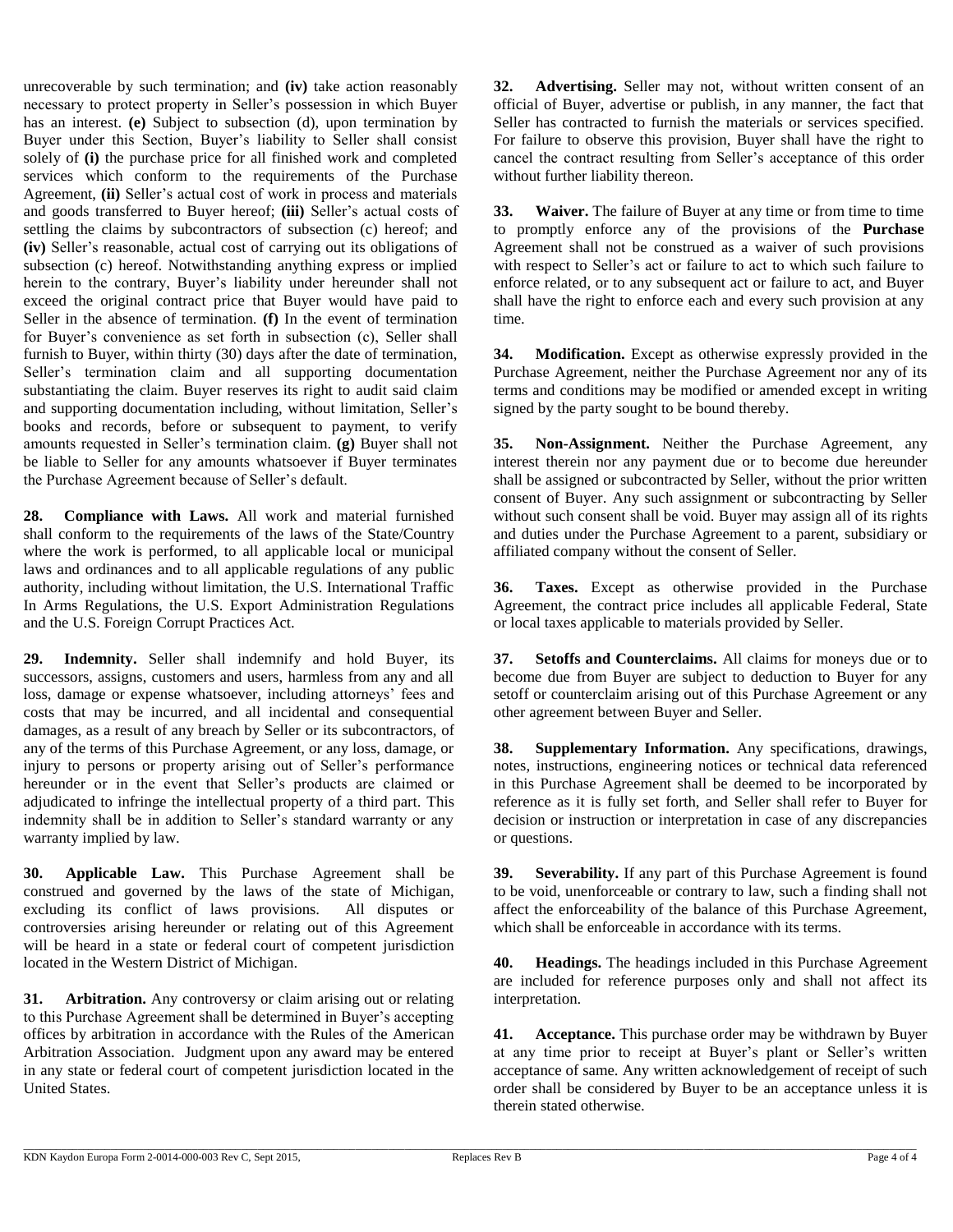unrecoverable by such termination; and **(iv)** take action reasonably necessary to protect property in Seller's possession in which Buyer has an interest. **(e)** Subject to subsection (d), upon termination by Buyer under this Section, Buyer's liability to Seller shall consist solely of **(i)** the purchase price for all finished work and completed services which conform to the requirements of the Purchase Agreement, **(ii)** Seller's actual cost of work in process and materials and goods transferred to Buyer hereof; **(iii)** Seller's actual costs of settling the claims by subcontractors of subsection (c) hereof; and **(iv)** Seller's reasonable, actual cost of carrying out its obligations of subsection (c) hereof. Notwithstanding anything express or implied herein to the contrary, Buyer's liability under hereunder shall not exceed the original contract price that Buyer would have paid to Seller in the absence of termination. **(f)** In the event of termination for Buyer's convenience as set forth in subsection (c), Seller shall furnish to Buyer, within thirty (30) days after the date of termination, Seller's termination claim and all supporting documentation substantiating the claim. Buyer reserves its right to audit said claim and supporting documentation including, without limitation, Seller's books and records, before or subsequent to payment, to verify amounts requested in Seller's termination claim. **(g)** Buyer shall not be liable to Seller for any amounts whatsoever if Buyer terminates the Purchase Agreement because of Seller's default.

**28. Compliance with Laws.** All work and material furnished shall conform to the requirements of the laws of the State/Country where the work is performed, to all applicable local or municipal laws and ordinances and to all applicable regulations of any public authority, including without limitation, the U.S. International Traffic In Arms Regulations, the U.S. Export Administration Regulations and the U.S. Foreign Corrupt Practices Act.

**29. Indemnity.** Seller shall indemnify and hold Buyer, its successors, assigns, customers and users, harmless from any and all loss, damage or expense whatsoever, including attorneys' fees and costs that may be incurred, and all incidental and consequential damages, as a result of any breach by Seller or its subcontractors, of any of the terms of this Purchase Agreement, or any loss, damage, or injury to persons or property arising out of Seller's performance hereunder or in the event that Seller's products are claimed or adjudicated to infringe the intellectual property of a third part. This indemnity shall be in addition to Seller's standard warranty or any warranty implied by law.

**30. Applicable Law.** This Purchase Agreement shall be construed and governed by the laws of the state of Michigan, excluding its conflict of laws provisions. All disputes or controversies arising hereunder or relating out of this Agreement will be heard in a state or federal court of competent jurisdiction located in the Western District of Michigan.

**31. Arbitration.** Any controversy or claim arising out or relating to this Purchase Agreement shall be determined in Buyer's accepting offices by arbitration in accordance with the Rules of the American Arbitration Association. Judgment upon any award may be entered in any state or federal court of competent jurisdiction located in the United States.

**32. Advertising.** Seller may not, without written consent of an official of Buyer, advertise or publish, in any manner, the fact that Seller has contracted to furnish the materials or services specified. For failure to observe this provision, Buyer shall have the right to cancel the contract resulting from Seller's acceptance of this order without further liability thereon.

**33. Waiver.** The failure of Buyer at any time or from time to time to promptly enforce any of the provisions of the **Purchase** Agreement shall not be construed as a waiver of such provisions with respect to Seller's act or failure to act to which such failure to enforce related, or to any subsequent act or failure to act, and Buyer shall have the right to enforce each and every such provision at any time.

**34. Modification.** Except as otherwise expressly provided in the Purchase Agreement, neither the Purchase Agreement nor any of its terms and conditions may be modified or amended except in writing signed by the party sought to be bound thereby.

**35. Non-Assignment.** Neither the Purchase Agreement, any interest therein nor any payment due or to become due hereunder shall be assigned or subcontracted by Seller, without the prior written consent of Buyer. Any such assignment or subcontracting by Seller without such consent shall be void. Buyer may assign all of its rights and duties under the Purchase Agreement to a parent, subsidiary or affiliated company without the consent of Seller.

**36. Taxes.** Except as otherwise provided in the Purchase Agreement, the contract price includes all applicable Federal, State or local taxes applicable to materials provided by Seller.

**37. Setoffs and Counterclaims.** All claims for moneys due or to become due from Buyer are subject to deduction to Buyer for any setoff or counterclaim arising out of this Purchase Agreement or any other agreement between Buyer and Seller.

**38. Supplementary Information.** Any specifications, drawings, notes, instructions, engineering notices or technical data referenced in this Purchase Agreement shall be deemed to be incorporated by reference as it is fully set forth, and Seller shall refer to Buyer for decision or instruction or interpretation in case of any discrepancies or questions.

**39. Severability.** If any part of this Purchase Agreement is found to be void, unenforceable or contrary to law, such a finding shall not affect the enforceability of the balance of this Purchase Agreement, which shall be enforceable in accordance with its terms.

**40. Headings.** The headings included in this Purchase Agreement are included for reference purposes only and shall not affect its interpretation.

**41. Acceptance.** This purchase order may be withdrawn by Buyer at any time prior to receipt at Buyer's plant or Seller's written acceptance of same. Any written acknowledgement of receipt of such order shall be considered by Buyer to be an acceptance unless it is therein stated otherwise.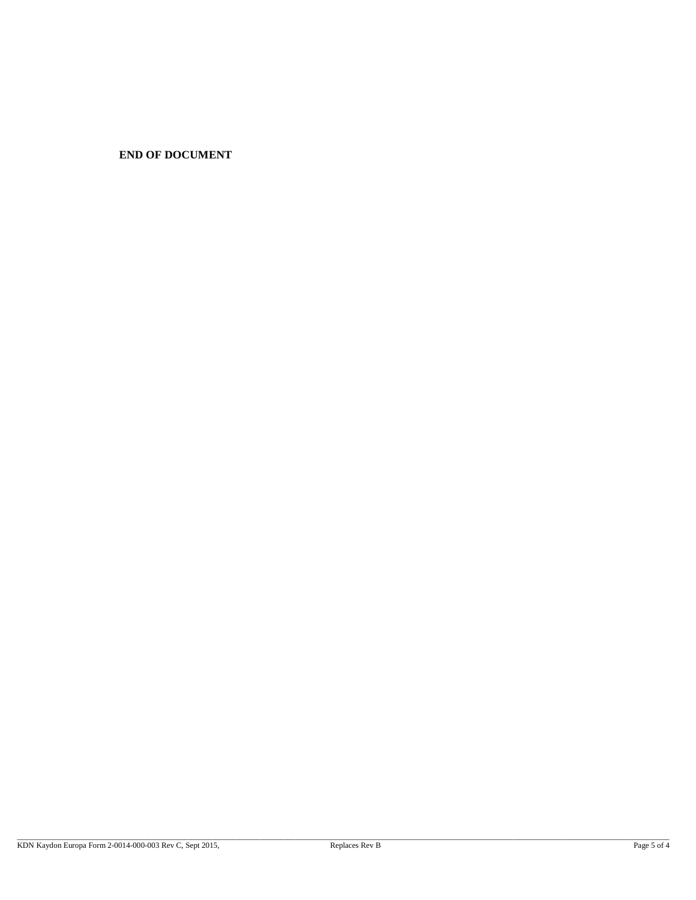**END OF DOCUMENT**